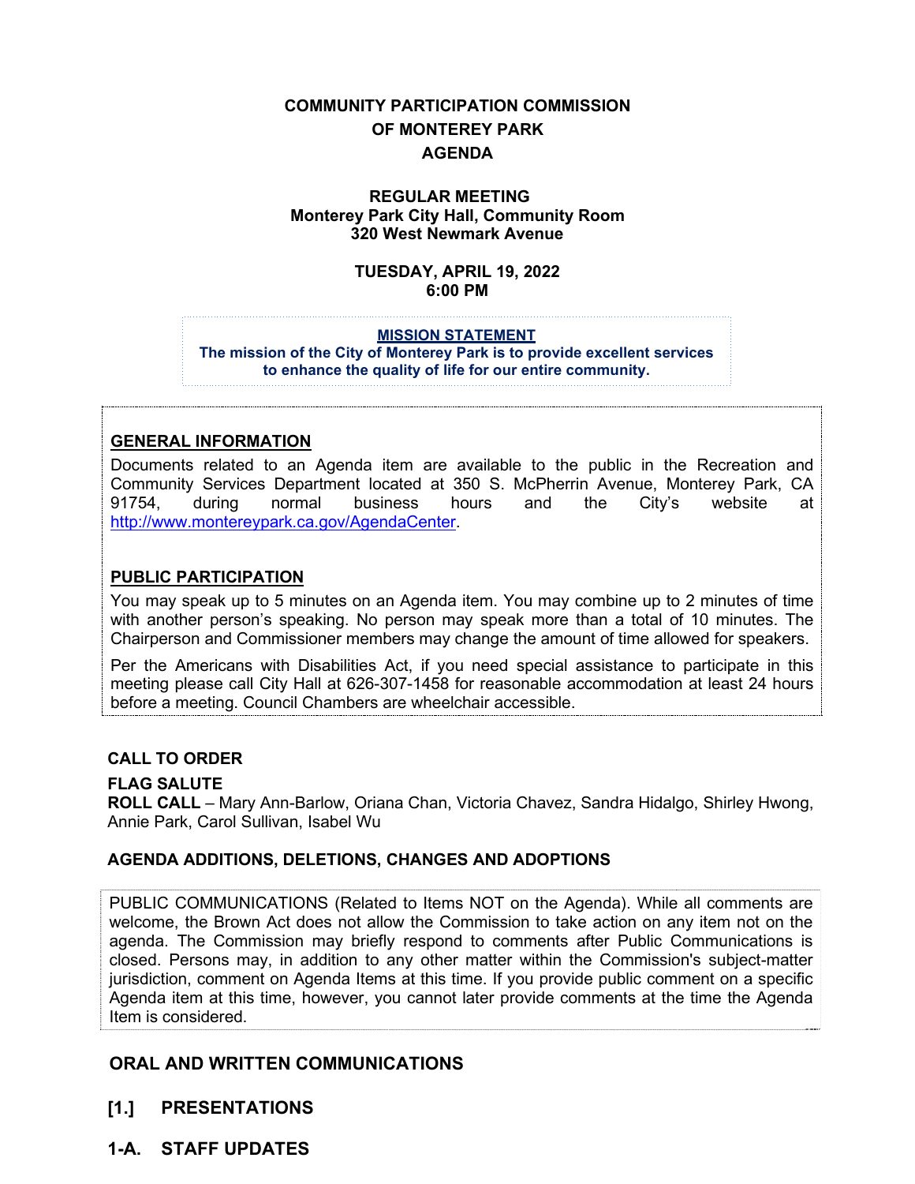# COMMUNITY PARTICIPATION COMMISSION
# OF MONTEREY PARK
# AGENDA

**REGULAR MEETING**
**Monterey Park City Hall, Community Room**
**320 West Newmark Avenue**

**TUESDAY, APRIL 19, 2022**
**6:00 PM**

**MISSION STATEMENT**
**The mission of the City of Monterey Park is to provide excellent services to enhance the quality of life for our entire community.**

## GENERAL INFORMATION

Documents related to an Agenda item are available to the public in the Recreation and Community Services Department located at 350 S. McPherrin Avenue, Monterey Park, CA 91754, during normal business hours and the City's website at http://www.montereypark.ca.gov/AgendaCenter.

## PUBLIC PARTICIPATION

You may speak up to 5 minutes on an Agenda item. You may combine up to 2 minutes of time with another person's speaking. No person may speak more than a total of 10 minutes. The Chairperson and Commissioner members may change the amount of time allowed for speakers.

Per the Americans with Disabilities Act, if you need special assistance to participate in this meeting please call City Hall at 626-307-1458 for reasonable accommodation at least 24 hours before a meeting. Council Chambers are wheelchair accessible.

**CALL TO ORDER**

**FLAG SALUTE**

**ROLL CALL** – Mary Ann-Barlow, Oriana Chan, Victoria Chavez, Sandra Hidalgo, Shirley Hwong, Annie Park, Carol Sullivan, Isabel Wu

**AGENDA ADDITIONS, DELETIONS, CHANGES AND ADOPTIONS**

PUBLIC COMMUNICATIONS (Related to Items NOT on the Agenda). While all comments are welcome, the Brown Act does not allow the Commission to take action on any item not on the agenda. The Commission may briefly respond to comments after Public Communications is closed. Persons may, in addition to any other matter within the Commission's subject-matter jurisdiction, comment on Agenda Items at this time. If you provide public comment on a specific Agenda item at this time, however, you cannot later provide comments at the time the Agenda Item is considered.

## ORAL AND WRITTEN COMMUNICATIONS

## [1.] PRESENTATIONS

## 1-A. STAFF UPDATES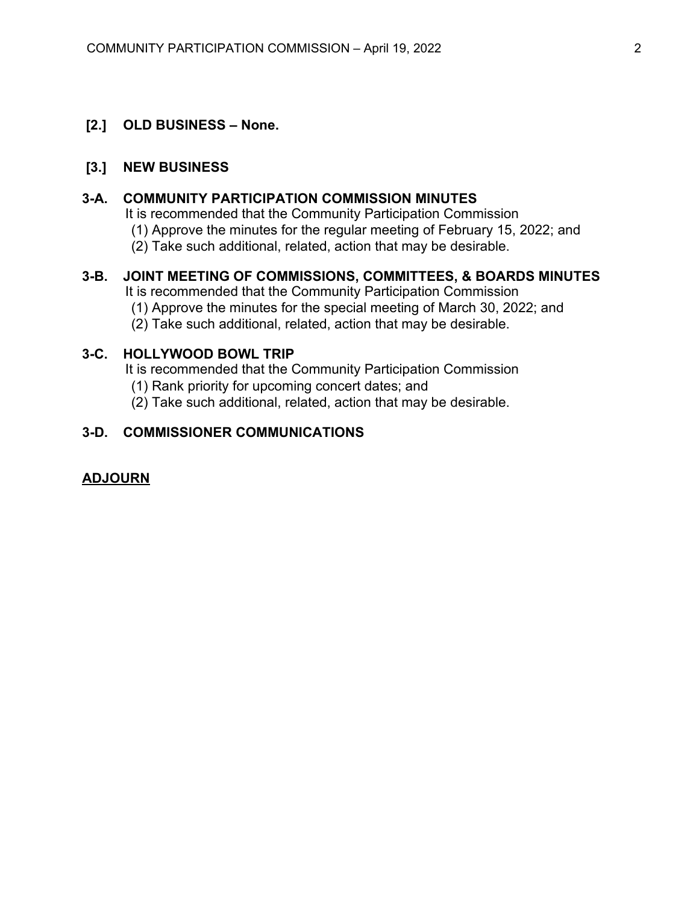## [2.] OLD BUSINESS – None.

## [3.] NEW BUSINESS

### 3-A. COMMUNITY PARTICIPATION COMMISSION MINUTES

It is recommended that the Community Participation Commission

(1) Approve the minutes for the regular meeting of February 15, 2022; and

(2) Take such additional, related, action that may be desirable.

### 3-B. JOINT MEETING OF COMMISSIONS, COMMITTEES, & BOARDS MINUTES

It is recommended that the Community Participation Commission

(1) Approve the minutes for the special meeting of March 30, 2022; and

(2) Take such additional, related, action that may be desirable.

### 3-C. HOLLYWOOD BOWL TRIP

It is recommended that the Community Participation Commission

(1) Rank priority for upcoming concert dates; and

(2) Take such additional, related, action that may be desirable.

### 3-D. COMMISSIONER COMMUNICATIONS

## ADJOURN